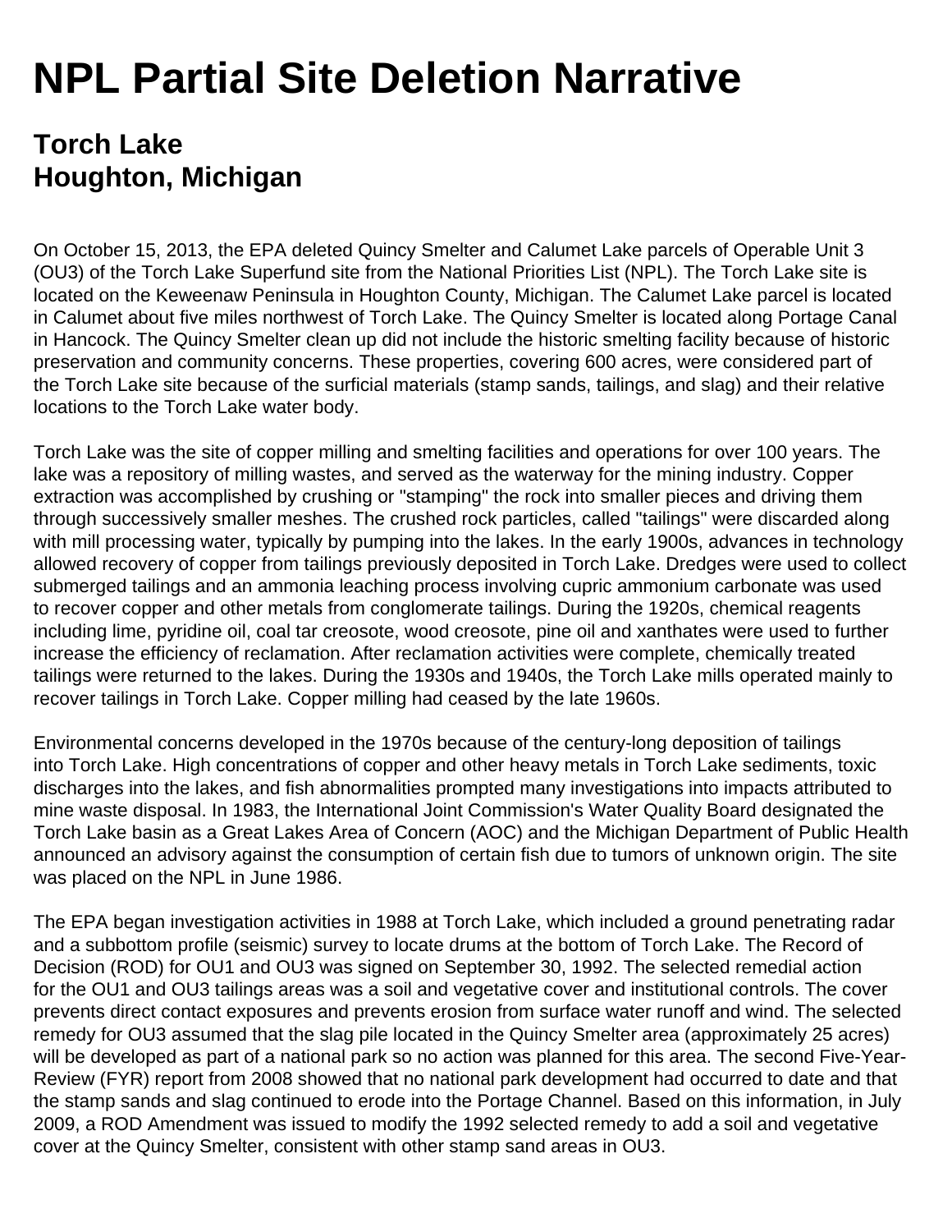# NPL Partial Site Deletion Narrative

## Torch Lake
## Houghton, Michigan

On October 15, 2013, the EPA deleted Quincy Smelter and Calumet Lake parcels of Operable Unit 3 (OU3) of the Torch Lake Superfund site from the National Priorities List (NPL). The Torch Lake site is located on the Keweenaw Peninsula in Houghton County, Michigan. The Calumet Lake parcel is located in Calumet about five miles northwest of Torch Lake. The Quincy Smelter is located along Portage Canal in Hancock. The Quincy Smelter clean up did not include the historic smelting facility because of historic preservation and community concerns. These properties, covering 600 acres, were considered part of the Torch Lake site because of the surficial materials (stamp sands, tailings, and slag) and their relative locations to the Torch Lake water body.

Torch Lake was the site of copper milling and smelting facilities and operations for over 100 years. The lake was a repository of milling wastes, and served as the waterway for the mining industry. Copper extraction was accomplished by crushing or "stamping" the rock into smaller pieces and driving them through successively smaller meshes. The crushed rock particles, called "tailings" were discarded along with mill processing water, typically by pumping into the lakes. In the early 1900s, advances in technology allowed recovery of copper from tailings previously deposited in Torch Lake. Dredges were used to collect submerged tailings and an ammonia leaching process involving cupric ammonium carbonate was used to recover copper and other metals from conglomerate tailings. During the 1920s, chemical reagents including lime, pyridine oil, coal tar creosote, wood creosote, pine oil and xanthates were used to further increase the efficiency of reclamation. After reclamation activities were complete, chemically treated tailings were returned to the lakes. During the 1930s and 1940s, the Torch Lake mills operated mainly to recover tailings in Torch Lake. Copper milling had ceased by the late 1960s.

Environmental concerns developed in the 1970s because of the century-long deposition of tailings into Torch Lake. High concentrations of copper and other heavy metals in Torch Lake sediments, toxic discharges into the lakes, and fish abnormalities prompted many investigations into impacts attributed to mine waste disposal. In 1983, the International Joint Commission's Water Quality Board designated the Torch Lake basin as a Great Lakes Area of Concern (AOC) and the Michigan Department of Public Health announced an advisory against the consumption of certain fish due to tumors of unknown origin. The site was placed on the NPL in June 1986.

The EPA began investigation activities in 1988 at Torch Lake, which included a ground penetrating radar and a subbottom profile (seismic) survey to locate drums at the bottom of Torch Lake. The Record of Decision (ROD) for OU1 and OU3 was signed on September 30, 1992. The selected remedial action for the OU1 and OU3 tailings areas was a soil and vegetative cover and institutional controls. The cover prevents direct contact exposures and prevents erosion from surface water runoff and wind. The selected remedy for OU3 assumed that the slag pile located in the Quincy Smelter area (approximately 25 acres) will be developed as part of a national park so no action was planned for this area. The second Five-Year-Review (FYR) report from 2008 showed that no national park development had occurred to date and that the stamp sands and slag continued to erode into the Portage Channel. Based on this information, in July 2009, a ROD Amendment was issued to modify the 1992 selected remedy to add a soil and vegetative cover at the Quincy Smelter, consistent with other stamp sand areas in OU3.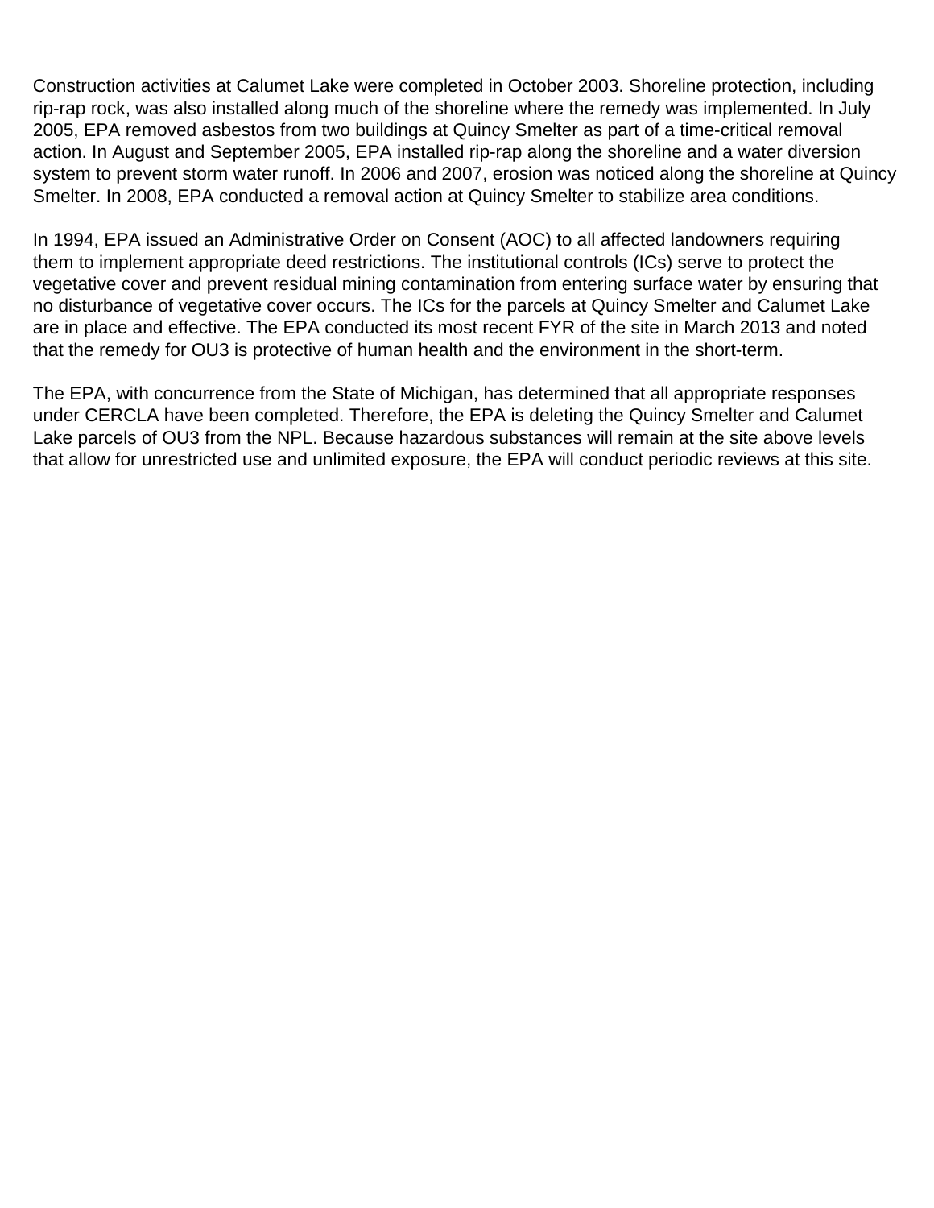Construction activities at Calumet Lake were completed in October 2003. Shoreline protection, including rip-rap rock, was also installed along much of the shoreline where the remedy was implemented. In July 2005, EPA removed asbestos from two buildings at Quincy Smelter as part of a time-critical removal action. In August and September 2005, EPA installed rip-rap along the shoreline and a water diversion system to prevent storm water runoff. In 2006 and 2007, erosion was noticed along the shoreline at Quincy Smelter. In 2008, EPA conducted a removal action at Quincy Smelter to stabilize area conditions.

In 1994, EPA issued an Administrative Order on Consent (AOC) to all affected landowners requiring them to implement appropriate deed restrictions. The institutional controls (ICs) serve to protect the vegetative cover and prevent residual mining contamination from entering surface water by ensuring that no disturbance of vegetative cover occurs. The ICs for the parcels at Quincy Smelter and Calumet Lake are in place and effective. The EPA conducted its most recent FYR of the site in March 2013 and noted that the remedy for OU3 is protective of human health and the environment in the short-term.

The EPA, with concurrence from the State of Michigan, has determined that all appropriate responses under CERCLA have been completed. Therefore, the EPA is deleting the Quincy Smelter and Calumet Lake parcels of OU3 from the NPL. Because hazardous substances will remain at the site above levels that allow for unrestricted use and unlimited exposure, the EPA will conduct periodic reviews at this site.